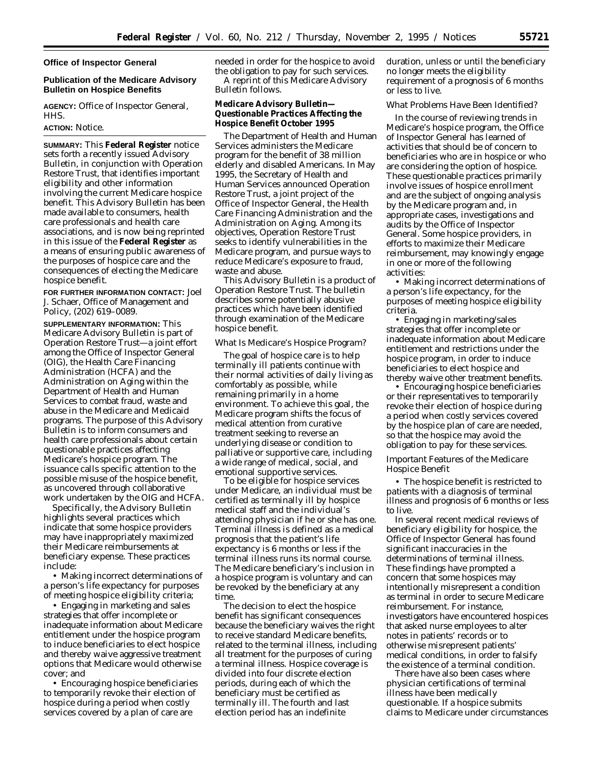**Office of Inspector General**

## Publication of the Medicare Advisory Bulletin on Hospice Benefits

**AGENCY:** Office of Inspector General, HHS.

**ACTION:** Notice.

---

**SUMMARY:** This **Federal Register** notice sets forth a recently issued Advisory Bulletin, in conjunction with Operation Restore Trust, that identifies important eligibility and other information involving the current Medicare hospice benefit. This Advisory Bulletin has been made available to consumers, health care professionals and health care associations, and is now being reprinted in this issue of the **Federal Register** as a means of ensuring public awareness of the purposes of hospice care and the consequences of electing the Medicare hospice benefit.

**FOR FURTHER INFORMATION CONTACT:** Joel J. Schaer, Office of Management and Policy, (202) 619–0089.

**SUPPLEMENTARY INFORMATION:** This Medicare Advisory Bulletin is part of Operation Restore Trust—a joint effort among the Office of Inspector General (OIG), the Health Care Financing Administration (HCFA) and the Administration on Aging within the Department of Health and Human Services to combat fraud, waste and abuse in the Medicare and Medicaid programs. The purpose of this Advisory Bulletin is to inform consumers and health care professionals about certain questionable practices affecting Medicare's hospice program. The issuance calls specific attention to the possible misuse of the hospice benefit, as uncovered through collaborative work undertaken by the OIG and HCFA.

Specifically, the Advisory Bulletin highlights several practices which indicate that some hospice providers may have inappropriately maximized their Medicare reimbursements at beneficiary expense. These practices include:

- Making incorrect determinations of a person's life expectancy for purposes of meeting hospice eligibility criteria;
- Engaging in marketing and sales strategies that offer incomplete or inadequate information about Medicare entitlement under the hospice program to induce beneficiaries to elect hospice and thereby waive aggressive treatment options that Medicare would otherwise cover; and
- Encouraging hospice beneficiaries to temporarily revoke their election of hospice during a period when costly services covered by a plan of care are needed in order for the hospice to avoid the obligation to pay for such services.

A reprint of this Medicare Advisory Bulletin follows.

### Medicare Advisory Bulletin—Questionable Practices Affecting the Hospice Benefit October 1995

The Department of Health and Human Services administers the Medicare program for the benefit of 38 million elderly and disabled Americans. In May 1995, the Secretary of Health and Human Services announced Operation Restore Trust, a joint project of the Office of Inspector General, the Health Care Financing Administration and the Administration on Aging. Among its objectives, Operation Restore Trust seeks to identify vulnerabilities in the Medicare program, and pursue ways to reduce Medicare's exposure to fraud, waste and abuse.

This Advisory Bulletin is a product of Operation Restore Trust. The bulletin describes some potentially abusive practices which have been identified through examination of the Medicare hospice benefit.

#### *What Is Medicare's Hospice Program?*

The goal of hospice care is to help terminally ill patients continue with their normal activities of daily living as comfortably as possible, while remaining primarily in a home environment. To achieve this goal, the Medicare program shifts the focus of medical attention from curative treatment seeking to reverse an underlying disease or condition to palliative or supportive care, including a wide range of medical, social, and emotional supportive services.

To be eligible for hospice services under Medicare, an individual must be certified as terminally ill by hospice medical staff and the individual's attending physician if he or she has one. Terminal illness is defined as a medical prognosis that the patient's life expectancy is 6 months or less if the terminal illness runs its normal course. The Medicare beneficiary's inclusion in a hospice program is voluntary and can be revoked by the beneficiary at any time.

The decision to elect the hospice benefit has significant consequences because the beneficiary waives the right to receive standard Medicare benefits, related to the terminal illness, including all treatment for the purposes of curing a terminal illness. Hospice coverage is divided into four discrete election periods, during each of which the beneficiary must be certified as terminally ill. The fourth and last election period has an indefinite duration, unless or until the beneficiary no longer meets the eligibility requirement of a prognosis of 6 months or less to live.

#### *What Problems Have Been Identified?*

In the course of reviewing trends in Medicare's hospice program, the Office of Inspector General has learned of activities that should be of concern to beneficiaries who are in hospice or who are considering the option of hospice. These questionable practices primarily involve issues of hospice enrollment and are the subject of ongoing analysis by the Medicare program and, in appropriate cases, investigations and audits by the Office of Inspector General. Some hospice providers, in efforts to maximize their Medicare reimbursement, may knowingly engage in one or more of the following activities:

- Making incorrect determinations of a person's life expectancy, for the purposes of meeting hospice eligibility criteria.
- Engaging in marketing/sales strategies that offer incomplete or inadequate information about Medicare entitlement and restrictions under the hospice program, in order to induce beneficiaries to elect hospice and thereby waive other treatment benefits.
- Encouraging hospice beneficiaries or their representatives to temporarily revoke their election of hospice during a period when costly services covered by the hospice plan of care are needed, so that the hospice may avoid the obligation to pay for these services.

#### *Important Features of the Medicare Hospice Benefit*

- The hospice benefit is restricted to patients with a diagnosis of terminal illness and prognosis of 6 months or less to live.

In several recent medical reviews of beneficiary eligibility for hospice, the Office of Inspector General has found significant inaccuracies in the determinations of terminal illness. These findings have prompted a concern that some hospices may intentionally misrepresent a condition as terminal in order to secure Medicare reimbursement. For instance, investigators have encountered hospices that asked nurse employees to alter notes in patients' records or to otherwise misrepresent patients' medical conditions, in order to falsify the existence of a terminal condition.

There have also been cases where physician certifications of terminal illness have been medically questionable. If a hospice submits claims to Medicare under circumstances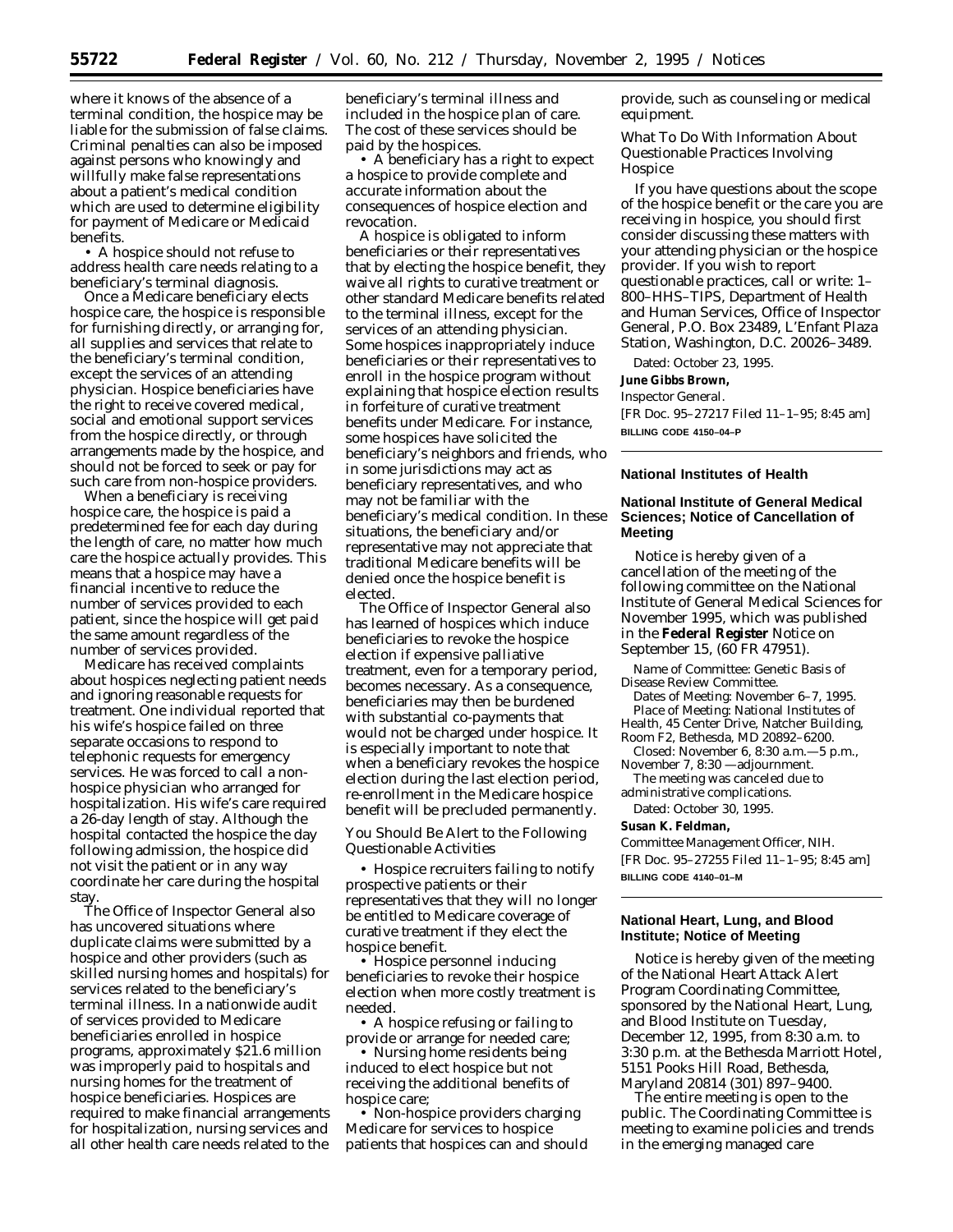where it knows of the absence of a terminal condition, the hospice may be liable for the submission of false claims. Criminal penalties can also be imposed against persons who knowingly and willfully make false representations about a patient's medical condition which are used to determine eligibility for payment of Medicare or Medicaid benefits.

• A hospice should not refuse to address health care needs relating to a beneficiary's terminal diagnosis.

Once a Medicare beneficiary elects hospice care, the hospice is responsible for furnishing directly, or arranging for, all supplies and services that relate to the beneficiary's terminal condition, except the services of an attending physician. Hospice beneficiaries have the right to receive covered medical, social and emotional support services from the hospice directly, or through arrangements made by the hospice, and should not be forced to seek or pay for such care from non-hospice providers.

When a beneficiary is receiving hospice care, the hospice is paid a predetermined fee for each day during the length of care, no matter how much care the hospice actually provides. This means that a hospice may have a financial incentive to reduce the number of services provided to each patient, since the hospice will get paid the same amount regardless of the number of services provided.

Medicare has received complaints about hospices neglecting patient needs and ignoring reasonable requests for treatment. One individual reported that his wife's hospice failed on three separate occasions to respond to telephonic requests for emergency services. He was forced to call a non-hospice physician who arranged for hospitalization. His wife's care required a 26-day length of stay. Although the hospital contacted the hospice the day following admission, the hospice did not visit the patient or in any way coordinate her care during the hospital stay.

The Office of Inspector General also has uncovered situations where duplicate claims were submitted by a hospice and other providers (such as skilled nursing homes and hospitals) for services related to the beneficiary's terminal illness. In a nationwide audit of services provided to Medicare beneficiaries enrolled in hospice programs, approximately $21.6 million was improperly paid to hospitals and nursing homes for the treatment of hospice beneficiaries. Hospices are required to make financial arrangements for hospitalization, nursing services and all other health care needs related to the beneficiary's terminal illness and included in the hospice plan of care. The cost of these services should be paid by the hospices.

• A beneficiary has a right to expect a hospice to provide complete and accurate information about the consequences of hospice election and revocation.

A hospice is obligated to inform beneficiaries or their representatives that by electing the hospice benefit, they waive all rights to curative treatment or other standard Medicare benefits related to the terminal illness, except for the services of an attending physician. Some hospices inappropriately induce beneficiaries or their representatives to enroll in the hospice program without explaining that hospice election results in forfeiture of curative treatment benefits under Medicare. For instance, some hospices have solicited the beneficiary's neighbors and friends, who in some jurisdictions may act as beneficiary representatives, and who may not be familiar with the beneficiary's medical condition. In these situations, the beneficiary and/or representative may not appreciate that traditional Medicare benefits will be denied once the hospice benefit is elected.

The Office of Inspector General also has learned of hospices which induce beneficiaries to revoke the hospice election if expensive palliative treatment, even for a temporary period, becomes necessary. As a consequence, beneficiaries may then be burdened with substantial co-payments that would not be charged under hospice. It is especially important to note that when a beneficiary revokes the hospice election during the last election period, re-enrollment in the Medicare hospice benefit will be precluded permanently.

*You Should Be Alert to the Following Questionable Activities*

• Hospice recruiters failing to notify prospective patients or their representatives that they will no longer be entitled to Medicare coverage of curative treatment if they elect the hospice benefit.

• Hospice personnel inducing beneficiaries to revoke their hospice election when more costly treatment is needed.

• A hospice refusing or failing to provide or arrange for needed care;

• Nursing home residents being induced to elect hospice but not receiving the additional benefits of hospice care;

• Non-hospice providers charging Medicare for services to hospice patients that hospices can and should provide, such as counseling or medical equipment.

*What To Do With Information About Questionable Practices Involving Hospice*

If you have questions about the scope of the hospice benefit or the care you are receiving in hospice, you should first consider discussing these matters with your attending physician or the hospice provider. If you wish to report questionable practices, call or write: 1–800–HHS–TIPS, Department of Health and Human Services, Office of Inspector General, P.O. Box 23489, L'Enfant Plaza Station, Washington, D.C. 20026–3489.

Dated: October 23, 1995.

**June Gibbs Brown,**

*Inspector General.*

[FR Doc. 95–27217 Filed 11–1–95; 8:45 am]

**BILLING CODE 4150–04–P**

---

## National Institutes of Health

### National Institute of General Medical Sciences; Notice of Cancellation of Meeting

Notice is hereby given of a cancellation of the meeting of the following committee on the National Institute of General Medical Sciences for November 1995, which was published in the **Federal Register** Notice on September 15, (60 FR 47951).

*Name of Committee:* Genetic Basis of Disease Review Committee.

*Dates of Meeting:* November 6–7, 1995.

*Place of Meeting:* National Institutes of Health, 45 Center Drive, Natcher Building, Room F2, Bethesda, MD 20892–6200.

*Closed:* November 6, 8:30 a.m.—5 p.m., November 7, 8:30 —adjournment.

The meeting was canceled due to administrative complications.

Dated: October 30, 1995.

**Susan K. Feldman,**

*Committee Management Officer, NIH.*

[FR Doc. 95–27255 Filed 11–1–95; 8:45 am]

**BILLING CODE 4140–01–M**

---

### National Heart, Lung, and Blood Institute; Notice of Meeting

Notice is hereby given of the meeting of the National Heart Attack Alert Program Coordinating Committee, sponsored by the National Heart, Lung, and Blood Institute on Tuesday, December 12, 1995, from 8:30 a.m. to 3:30 p.m. at the Bethesda Marriott Hotel, 5151 Pooks Hill Road, Bethesda, Maryland 20814 (301) 897–9400.

The entire meeting is open to the public. The Coordinating Committee is meeting to examine policies and trends in the emerging managed care